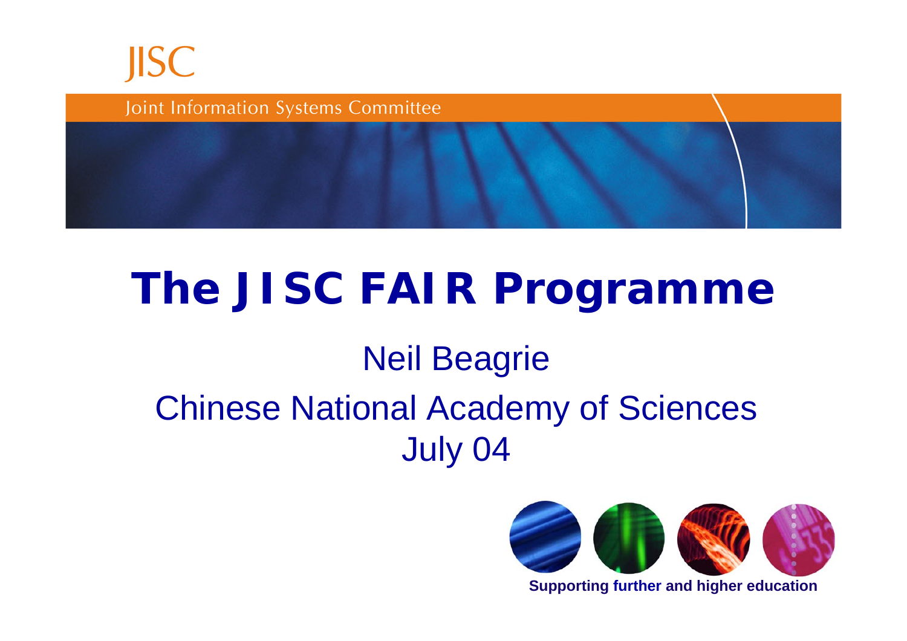JISC

Joint Information Systems Committee

# The JISC FAIR Programme

Neil Beagrie

Chinese National Academy of Sciences
July 04

**Supporting further and higher education**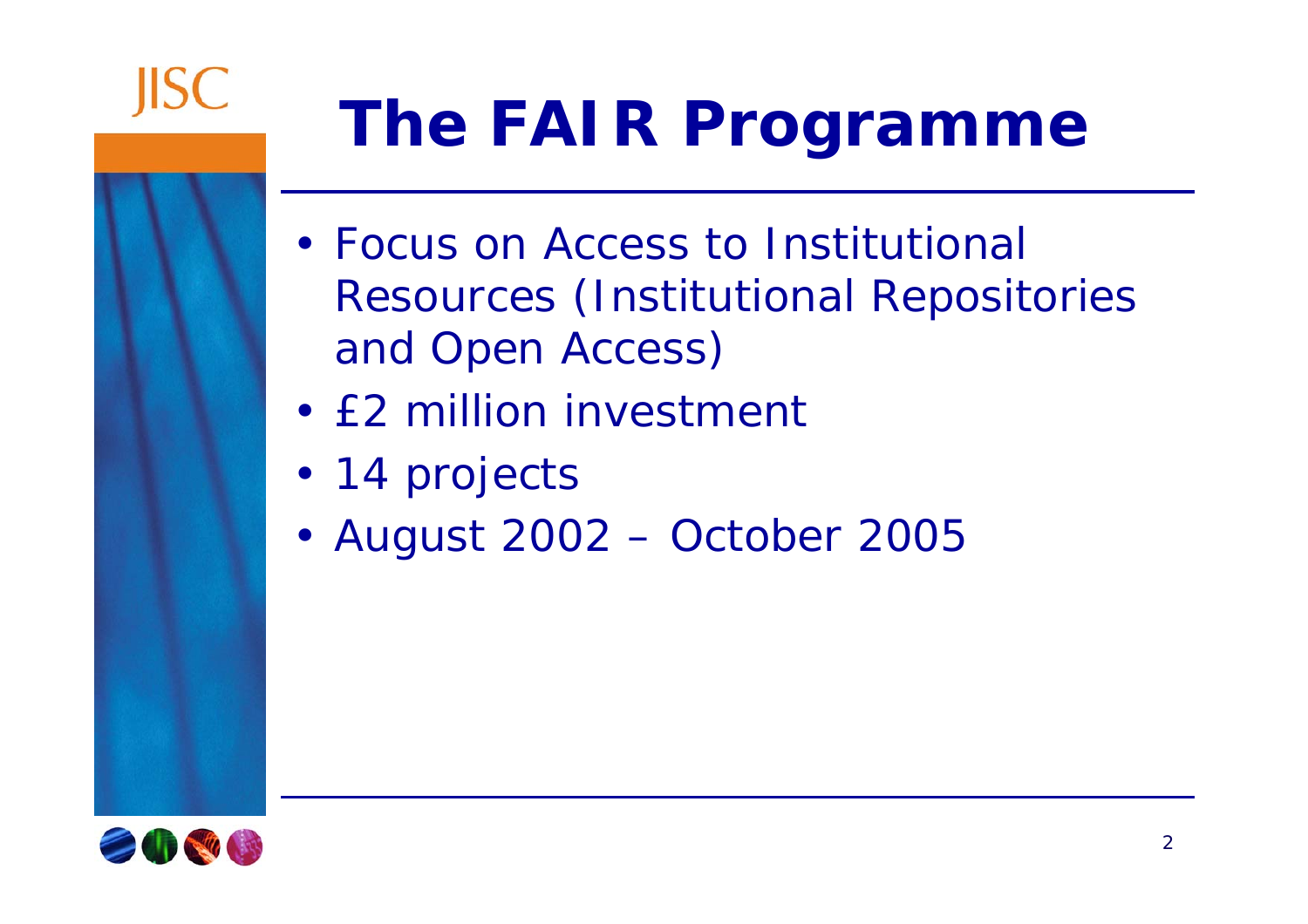# The FAIR Programme

- Focus on Access to Institutional Resources (Institutional Repositories and Open Access)
- £2 million investment
- 14 projects
- August 2002 – October 2005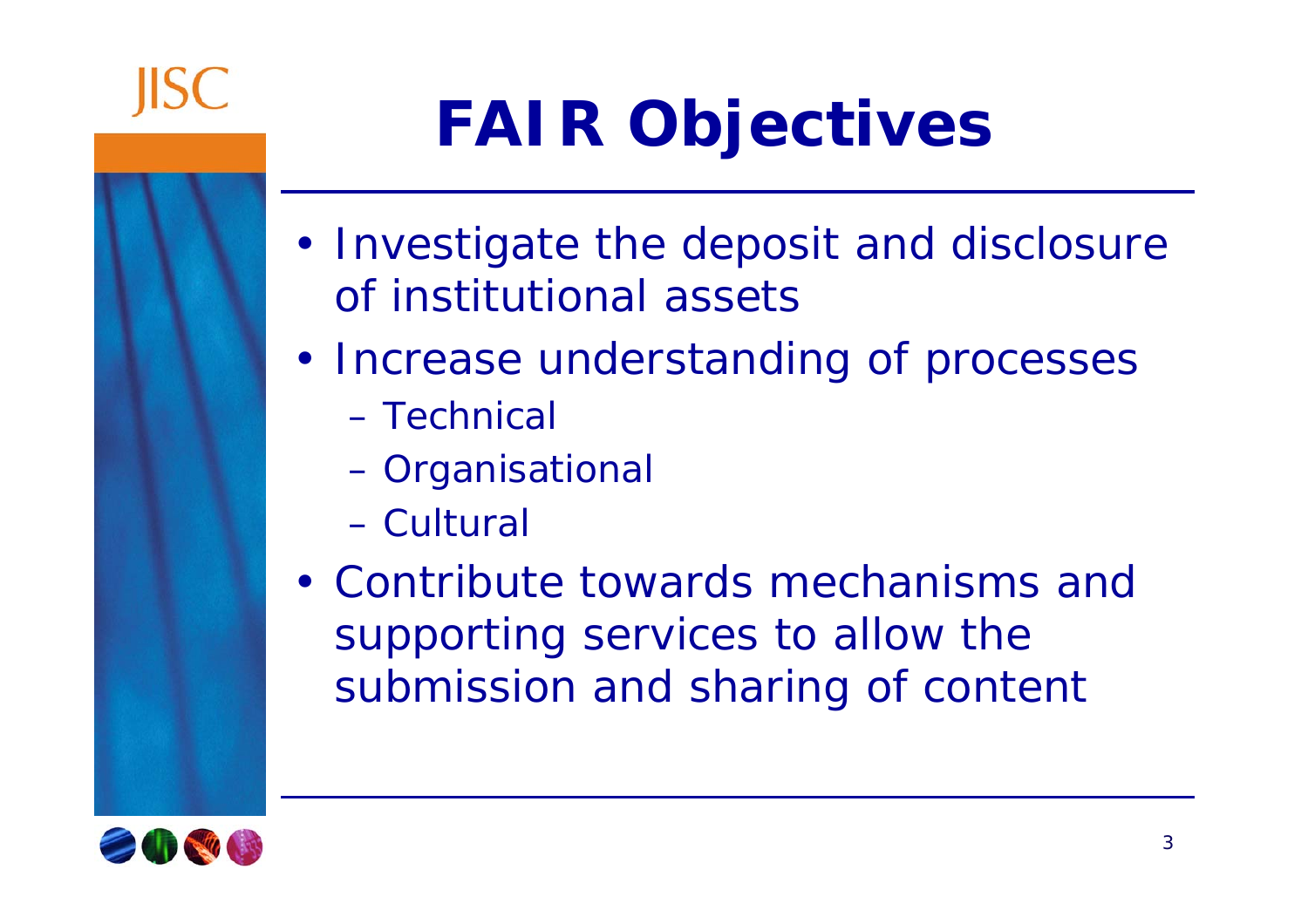# FAIR Objectives

- Investigate the deposit and disclosure of institutional assets
- Increase understanding of processes
  - Technical
  - Organisational
  - Cultural
- Contribute towards mechanisms and supporting services to allow the submission and sharing of content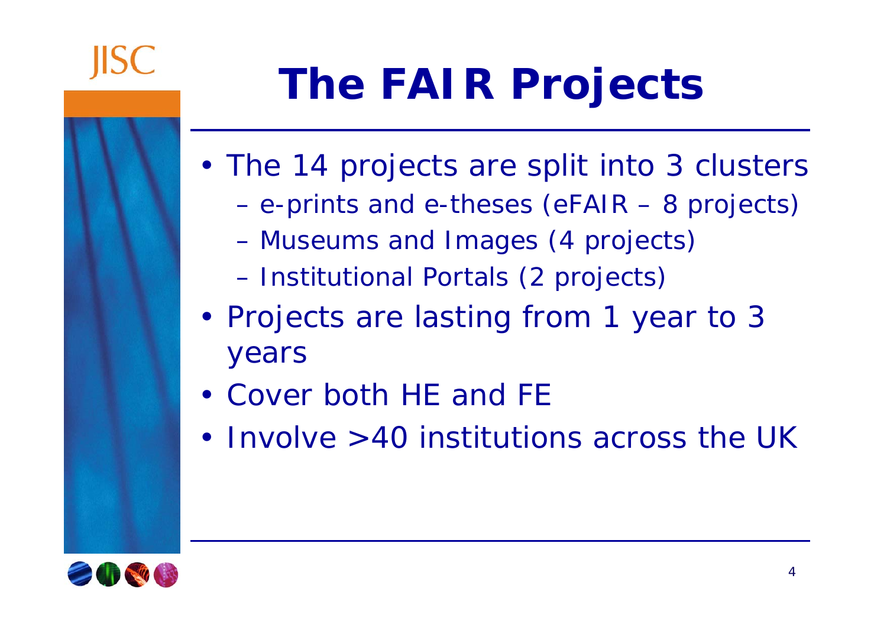# The FAIR Projects

- The 14 projects are split into 3 clusters
  - e-prints and e-theses (eFAIR – 8 projects)
  - Museums and Images (4 projects)
  - Institutional Portals (2 projects)
- Projects are lasting from 1 year to 3 years
- Cover both HE and FE
- Involve >40 institutions across the UK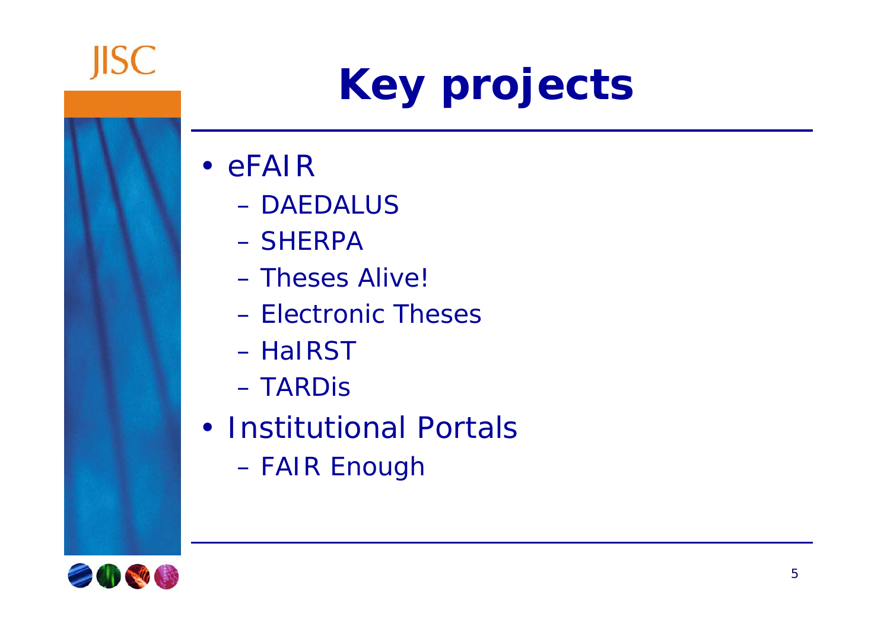# Key projects

- eFAIR
  - DAEDALUS
  - SHERPA
  - Theses Alive!
  - Electronic Theses
  - HaIRST
  - TARDis
- Institutional Portals
  - FAIR Enough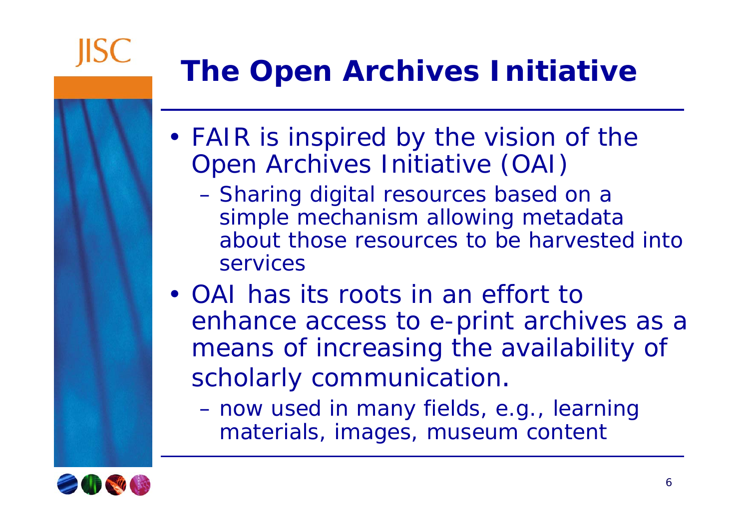# The Open Archives Initiative

- FAIR is inspired by the vision of the Open Archives Initiative (OAI)
  - Sharing digital resources based on a simple mechanism allowing metadata about those resources to be harvested into services
- OAI has its roots in an effort to enhance access to e-print archives as a means of increasing the availability of scholarly communication.
  - now used in many fields, e.g., learning materials, images, museum content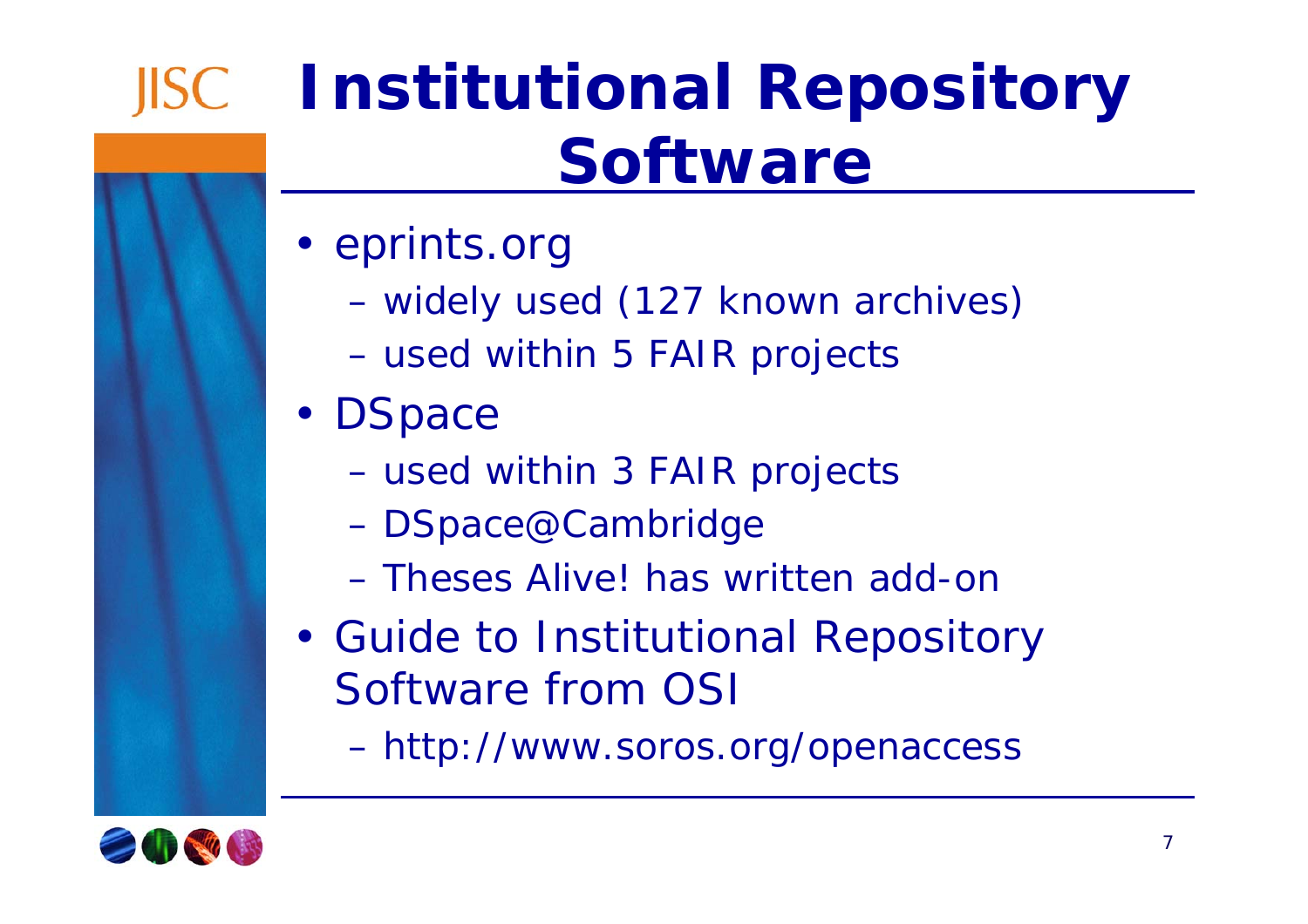# Institutional Repository Software

- eprints.org
  - widely used (127 known archives)
  - used within 5 FAIR projects
- DSpace
  - used within 3 FAIR projects
  - DSpace@Cambridge
  - Theses Alive! has written add-on
- Guide to Institutional Repository Software from OSI
  - http://www.soros.org/openaccess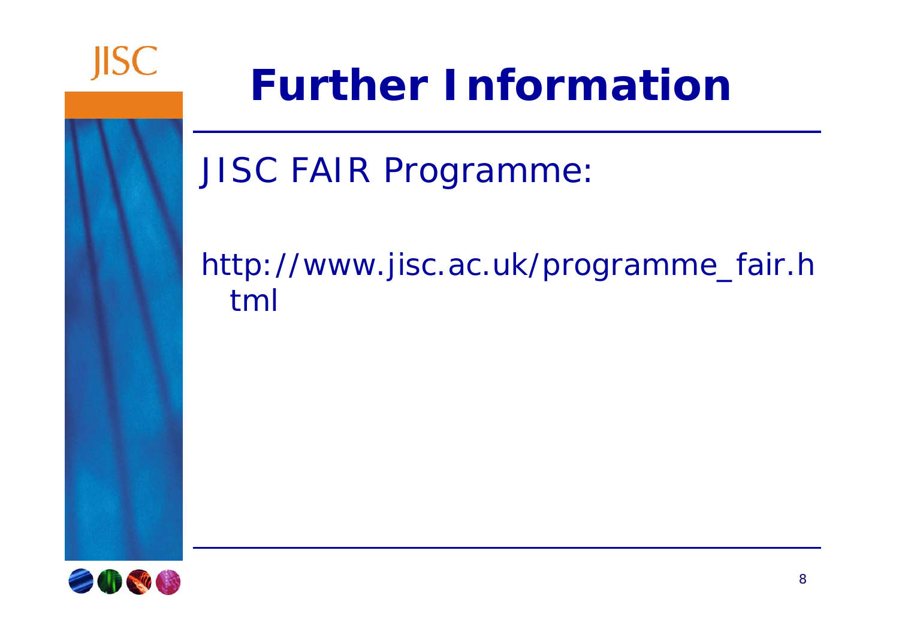# Further Information

JISC FAIR Programme:

http://www.jisc.ac.uk/programme_fair.html